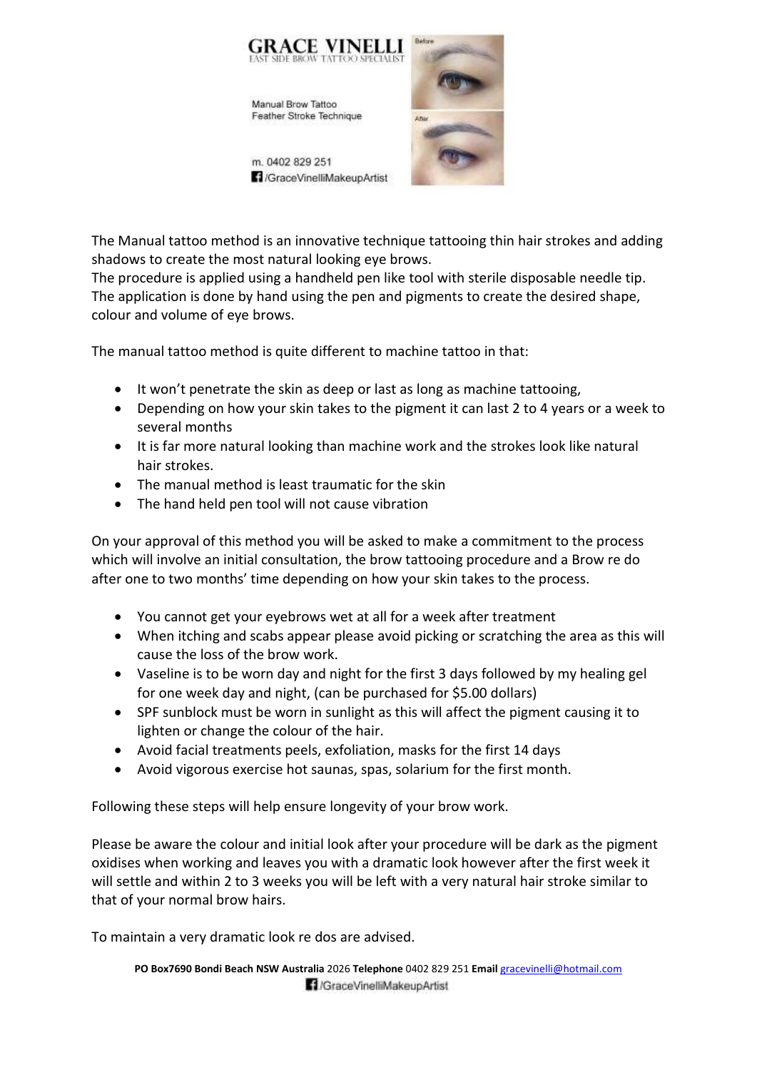# GRACE VINELLI

EAST SIDE BROW TATTOO SPECIALIST

Manual Brow Tattoo
Feather Stroke Technique

m. 0402 829 251
/GraceVinelliMakeupArtist

Before

After

The Manual tattoo method is an innovative technique tattooing thin hair strokes and adding shadows to create the most natural looking eye brows.
The procedure is applied using a handheld pen like tool with sterile disposable needle tip.
The application is done by hand using the pen and pigments to create the desired shape, colour and volume of eye brows.

The manual tattoo method is quite different to machine tattoo in that:

- It won't penetrate the skin as deep or last as long as machine tattooing,
- Depending on how your skin takes to the pigment it can last 2 to 4 years or a week to several months
- It is far more natural looking than machine work and the strokes look like natural hair strokes.
- The manual method is least traumatic for the skin
- The hand held pen tool will not cause vibration

On your approval of this method you will be asked to make a commitment to the process which will involve an initial consultation, the brow tattooing procedure and a Brow re do after one to two months' time depending on how your skin takes to the process.

- You cannot get your eyebrows wet at all for a week after treatment
- When itching and scabs appear please avoid picking or scratching the area as this will cause the loss of the brow work.
- Vaseline is to be worn day and night for the first 3 days followed by my healing gel for one week day and night, (can be purchased for $5.00 dollars)
- SPF sunblock must be worn in sunlight as this will affect the pigment causing it to lighten or change the colour of the hair.
- Avoid facial treatments peels, exfoliation, masks for the first 14 days
- Avoid vigorous exercise hot saunas, spas, solarium for the first month.

Following these steps will help ensure longevity of your brow work.

Please be aware the colour and initial look after your procedure will be dark as the pigment oxidises when working and leaves you with a dramatic look however after the first week it will settle and within 2 to 3 weeks you will be left with a very natural hair stroke similar to that of your normal brow hairs.

To maintain a very dramatic look re dos are advised.

**PO Box7690 Bondi Beach NSW Australia** 2026 **Telephone** 0402 829 251 **Email** gracevinelli@hotmail.com
/GraceVinelliMakeupArtist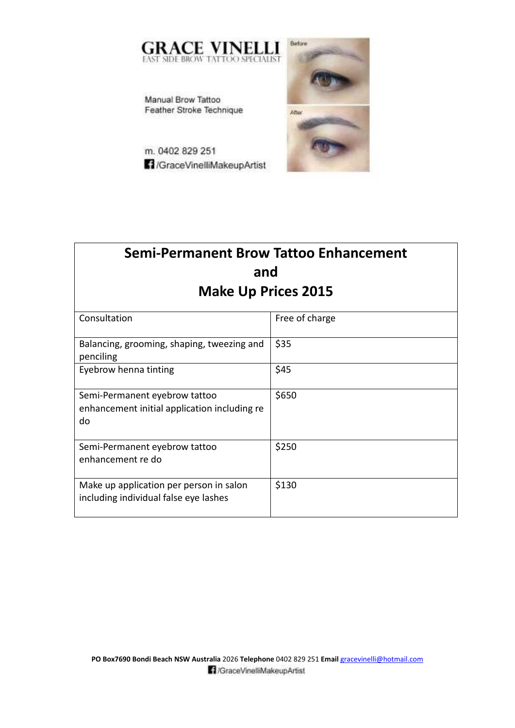GRACE VINELLI
EAST SIDE BROW TATTOO SPECIALIST

Manual Brow Tattoo
Feather Stroke Technique

m. 0402 829 251
/GraceVinelliMakeupArtist

Before

After

| Semi-Permanent Brow Tattoo Enhancement and Make Up Prices 2015 | |
|---|---|
| Consultation | Free of charge |
| Balancing, grooming, shaping, tweezing and penciling | $35 |
| Eyebrow henna tinting | $45 |
| Semi-Permanent eyebrow tattoo enhancement initial application including re do | $650 |
| Semi-Permanent eyebrow tattoo enhancement re do | $250 |
| Make up application per person in salon including individual false eye lashes | $130 |

**PO Box7690 Bondi Beach NSW Australia** 2026 **Telephone** 0402 829 251 **Email** gracevinelli@hotmail.com
/GraceVinelliMakeupArtist